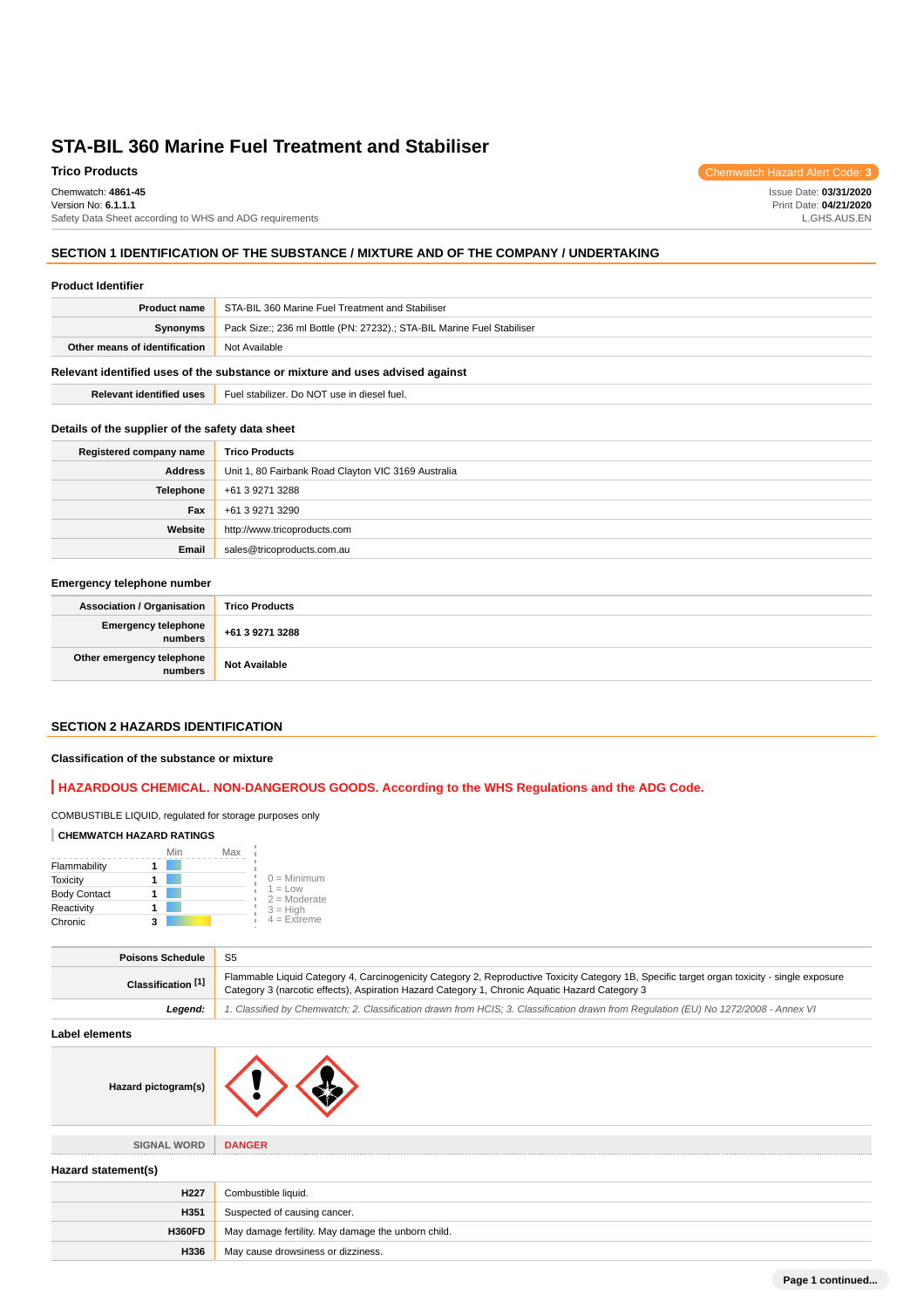# STA-BIL 360 Marine Fuel Treatment and Stabiliser

**Trico Products**

Chemwatch Hazard Alert Code: **3**

Chemwatch: **4861-45**
Version No: **6.1.1.1**
Safety Data Sheet according to WHS and ADG requirements

Issue Date: **03/31/2020**
Print Date: **04/21/2020**
L.GHS.AUS.EN

## SECTION 1 IDENTIFICATION OF THE SUBSTANCE / MIXTURE AND OF THE COMPANY / UNDERTAKING

### Product Identifier

| | |
|---|---|
| **Product name** | STA-BIL 360 Marine Fuel Treatment and Stabiliser |
| **Synonyms** | Pack Size:; 236 ml Bottle (PN: 27232).; STA-BIL Marine Fuel Stabiliser |
| **Other means of identification** | Not Available |

### Relevant identified uses of the substance or mixture and uses advised against

| | |
|---|---|
| **Relevant identified uses** | Fuel stabilizer. Do NOT use in diesel fuel. |

### Details of the supplier of the safety data sheet

| | |
|---|---|
| **Registered company name** | **Trico Products** |
| **Address** | Unit 1, 80 Fairbank Road Clayton VIC 3169 Australia |
| **Telephone** | +61 3 9271 3288 |
| **Fax** | +61 3 9271 3290 |
| **Website** | http://www.tricoproducts.com |
| **Email** | sales@tricoproducts.com.au |

### Emergency telephone number

| | |
|---|---|
| **Association / Organisation** | **Trico Products** |
| **Emergency telephone numbers** | **+61 3 9271 3288** |
| **Other emergency telephone numbers** | **Not Available** |

## SECTION 2 HAZARDS IDENTIFICATION

### Classification of the substance or mixture

**HAZARDOUS CHEMICAL. NON-DANGEROUS GOODS. According to the WHS Regulations and the ADG Code.**

COMBUSTIBLE LIQUID, regulated for storage purposes only

**CHEMWATCH HAZARD RATINGS**

| | Rating (Min–Max) |
|---|---|
| Flammability | 1 |
| Toxicity | 1 |
| Body Contact | 1 |
| Reactivity | 1 |
| Chronic | 3 |

0 = Minimum
1 = Low
2 = Moderate
3 = High
4 = Extreme

| | |
|---|---|
| **Poisons Schedule** | S5 |
| **Classification [1]** | Flammable Liquid Category 4, Carcinogenicity Category 2, Reproductive Toxicity Category 1B, Specific target organ toxicity - single exposure Category 3 (narcotic effects), Aspiration Hazard Category 1, Chronic Aquatic Hazard Category 3 |
| ***Legend:*** | *1. Classified by Chemwatch; 2. Classification drawn from HCIS; 3. Classification drawn from Regulation (EU) No 1272/2008 - Annex VI* |

### Label elements

| | |
|---|---|
| **Hazard pictogram(s)** | |
| **SIGNAL WORD** | **DANGER** |

### Hazard statement(s)

| | |
|---|---|
| **H227** | Combustible liquid. |
| **H351** | Suspected of causing cancer. |
| **H360FD** | May damage fertility. May damage the unborn child. |
| **H336** | May cause drowsiness or dizziness. |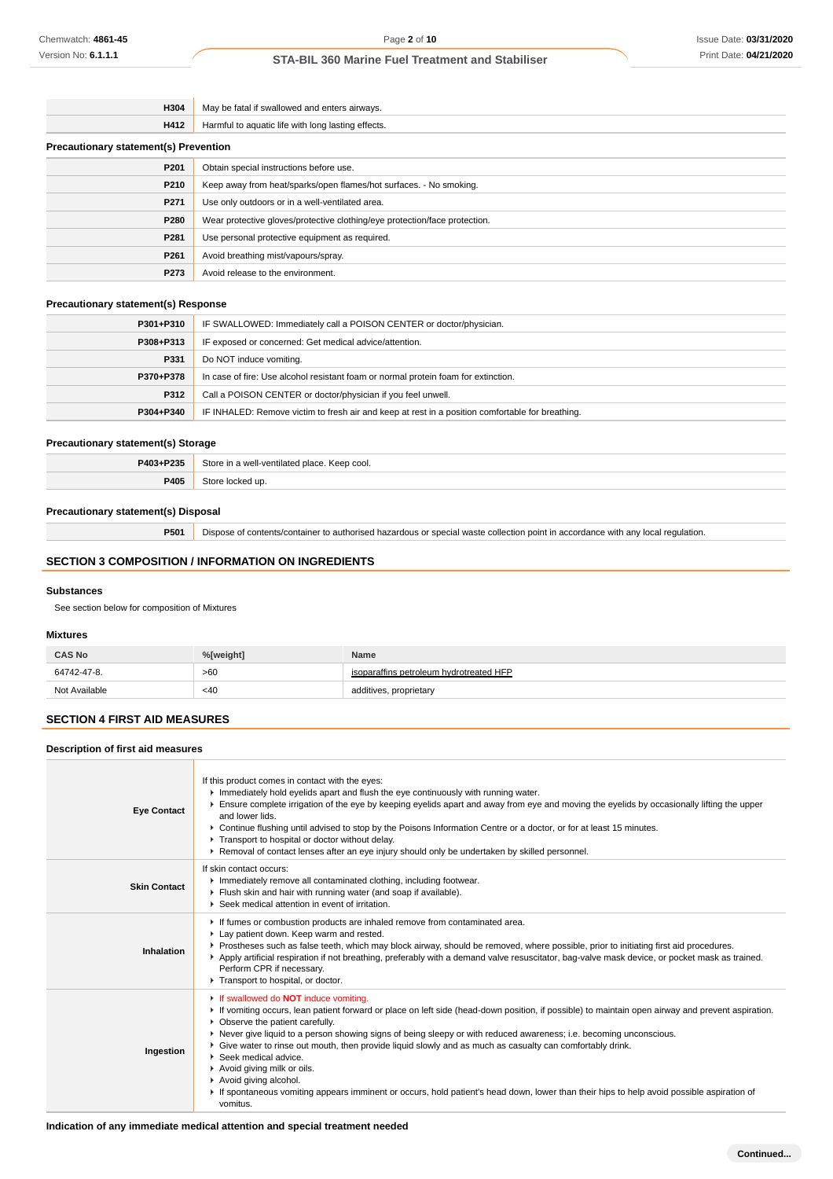| | |
|---|---|
| **H304** | May be fatal if swallowed and enters airways. |
| **H412** | Harmful to aquatic life with long lasting effects. |

### Precautionary statement(s) Prevention

| | |
|---|---|
| **P201** | Obtain special instructions before use. |
| **P210** | Keep away from heat/sparks/open flames/hot surfaces. - No smoking. |
| **P271** | Use only outdoors or in a well-ventilated area. |
| **P280** | Wear protective gloves/protective clothing/eye protection/face protection. |
| **P281** | Use personal protective equipment as required. |
| **P261** | Avoid breathing mist/vapours/spray. |
| **P273** | Avoid release to the environment. |

### Precautionary statement(s) Response

| | |
|---|---|
| **P301+P310** | IF SWALLOWED: Immediately call a POISON CENTER or doctor/physician. |
| **P308+P313** | IF exposed or concerned: Get medical advice/attention. |
| **P331** | Do NOT induce vomiting. |
| **P370+P378** | In case of fire: Use alcohol resistant foam or normal protein foam for extinction. |
| **P312** | Call a POISON CENTER or doctor/physician if you feel unwell. |
| **P304+P340** | IF INHALED: Remove victim to fresh air and keep at rest in a position comfortable for breathing. |

### Precautionary statement(s) Storage

| | |
|---|---|
| **P403+P235** | Store in a well-ventilated place. Keep cool. |
| **P405** | Store locked up. |

### Precautionary statement(s) Disposal

| | |
|---|---|
| **P501** | Dispose of contents/container to authorised hazardous or special waste collection point in accordance with any local regulation. |

## SECTION 3 COMPOSITION / INFORMATION ON INGREDIENTS

### Substances

See section below for composition of Mixtures

### Mixtures

| CAS No | %[weight] | Name |
|---|---|---|
| 64742-47-8. | >60 | isoparaffins petroleum hydrotreated HFP |
| Not Available | <40 | additives, proprietary |

## SECTION 4 FIRST AID MEASURES

### Description of first aid measures

| | |
|---|---|
| **Eye Contact** | If this product comes in contact with the eyes:<br>▸ Immediately hold eyelids apart and flush the eye continuously with running water.<br>▸ Ensure complete irrigation of the eye by keeping eyelids apart and away from eye and moving the eyelids by occasionally lifting the upper and lower lids.<br>▸ Continue flushing until advised to stop by the Poisons Information Centre or a doctor, or for at least 15 minutes.<br>▸ Transport to hospital or doctor without delay.<br>▸ Removal of contact lenses after an eye injury should only be undertaken by skilled personnel. |
| **Skin Contact** | If skin contact occurs:<br>▸ Immediately remove all contaminated clothing, including footwear.<br>▸ Flush skin and hair with running water (and soap if available).<br>▸ Seek medical attention in event of irritation. |
| **Inhalation** | ▸ If fumes or combustion products are inhaled remove from contaminated area.<br>▸ Lay patient down. Keep warm and rested.<br>▸ Prostheses such as false teeth, which may block airway, should be removed, where possible, prior to initiating first aid procedures.<br>▸ Apply artificial respiration if not breathing, preferably with a demand valve resuscitator, bag-valve mask device, or pocket mask as trained. Perform CPR if necessary.<br>▸ Transport to hospital, or doctor. |
| **Ingestion** | ▸ If swallowed do **NOT** induce vomiting.<br>▸ If vomiting occurs, lean patient forward or place on left side (head-down position, if possible) to maintain open airway and prevent aspiration.<br>▸ Observe the patient carefully.<br>▸ Never give liquid to a person showing signs of being sleepy or with reduced awareness; i.e. becoming unconscious.<br>▸ Give water to rinse out mouth, then provide liquid slowly and as much as casualty can comfortably drink.<br>▸ Seek medical advice.<br>▸ Avoid giving milk or oils.<br>▸ Avoid giving alcohol.<br>▸ If spontaneous vomiting appears imminent or occurs, hold patient's head down, lower than their hips to help avoid possible aspiration of vomitus. |

### Indication of any immediate medical attention and special treatment needed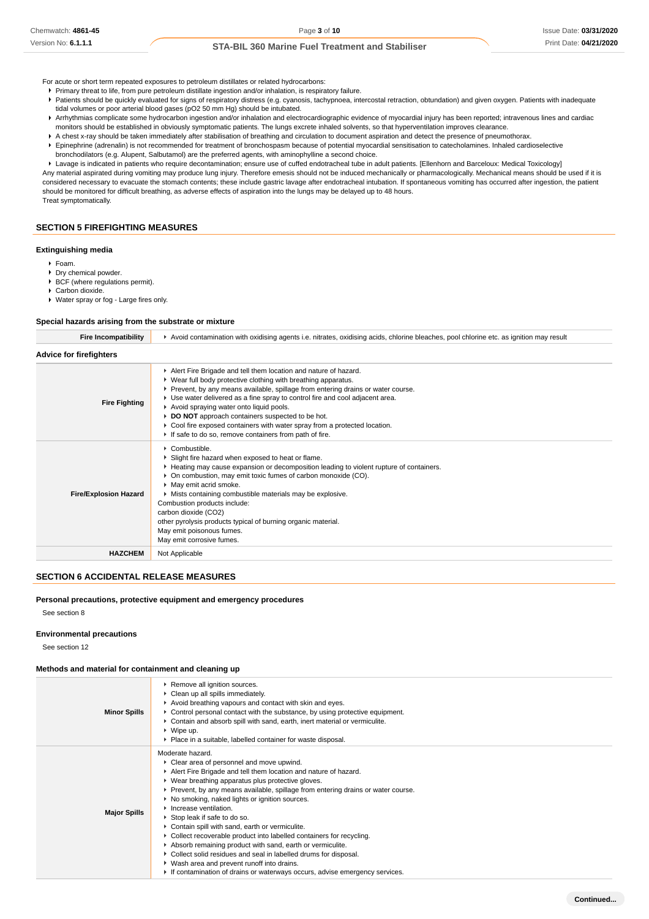For acute or short term repeated exposures to petroleum distillates or related hydrocarbons:

- Primary threat to life, from pure petroleum distillate ingestion and/or inhalation, is respiratory failure.
- Patients should be quickly evaluated for signs of respiratory distress (e.g. cyanosis, tachypnoea, intercostal retraction, obtundation) and given oxygen. Patients with inadequate tidal volumes or poor arterial blood gases (pO2 50 mm Hg) should be intubated.
- Arrhythmias complicate some hydrocarbon ingestion and/or inhalation and electrocardiographic evidence of myocardial injury has been reported; intravenous lines and cardiac monitors should be established in obviously symptomatic patients. The lungs excrete inhaled solvents, so that hyperventilation improves clearance.
- A chest x-ray should be taken immediately after stabilisation of breathing and circulation to document aspiration and detect the presence of pneumothorax.
- Epinephrine (adrenalin) is not recommended for treatment of bronchospasm because of potential myocardial sensitisation to catecholamines. Inhaled cardioselective bronchodilators (e.g. Alupent, Salbutamol) are the preferred agents, with aminophylline a second choice.
- Lavage is indicated in patients who require decontamination; ensure use of cuffed endotracheal tube in adult patients. [Ellenhorn and Barceloux: Medical Toxicology]

Any material aspirated during vomiting may produce lung injury. Therefore emesis should not be induced mechanically or pharmacologically. Mechanical means should be used if it is considered necessary to evacuate the stomach contents; these include gastric lavage after endotracheal intubation. If spontaneous vomiting has occurred after ingestion, the patient should be monitored for difficult breathing, as adverse effects of aspiration into the lungs may be delayed up to 48 hours.

Treat symptomatically.

## SECTION 5 FIREFIGHTING MEASURES

### Extinguishing media

- Foam.
- Dry chemical powder.
- BCF (where regulations permit).
- Carbon dioxide.
- Water spray or fog - Large fires only.

### Special hazards arising from the substrate or mixture

| | |
|---|---|
| **Fire Incompatibility** | Avoid contamination with oxidising agents i.e. nitrates, oxidising acids, chlorine bleaches, pool chlorine etc. as ignition may result |

### Advice for firefighters

| | |
|---|---|
| **Fire Fighting** | Alert Fire Brigade and tell them location and nature of hazard.<br>Wear full body protective clothing with breathing apparatus.<br>Prevent, by any means available, spillage from entering drains or water course.<br>Use water delivered as a fine spray to control fire and cool adjacent area.<br>Avoid spraying water onto liquid pools.<br>**DO NOT** approach containers suspected to be hot.<br>Cool fire exposed containers with water spray from a protected location.<br>If safe to do so, remove containers from path of fire. |
| **Fire/Explosion Hazard** | Combustible.<br>Slight fire hazard when exposed to heat or flame.<br>Heating may cause expansion or decomposition leading to violent rupture of containers.<br>On combustion, may emit toxic fumes of carbon monoxide (CO).<br>May emit acrid smoke.<br>Mists containing combustible materials may be explosive.<br>Combustion products include:<br>carbon dioxide ($CO_2$)<br>other pyrolysis products typical of burning organic material.<br>May emit poisonous fumes.<br>May emit corrosive fumes. |
| **HAZCHEM** | Not Applicable |

## SECTION 6 ACCIDENTAL RELEASE MEASURES

### Personal precautions, protective equipment and emergency procedures

See section 8

### Environmental precautions

See section 12

### Methods and material for containment and cleaning up

| | |
|---|---|
| **Minor Spills** | Remove all ignition sources.<br>Clean up all spills immediately.<br>Avoid breathing vapours and contact with skin and eyes.<br>Control personal contact with the substance, by using protective equipment.<br>Contain and absorb spill with sand, earth, inert material or vermiculite.<br>Wipe up.<br>Place in a suitable, labelled container for waste disposal. |
| **Major Spills** | Moderate hazard.<br>Clear area of personnel and move upwind.<br>Alert Fire Brigade and tell them location and nature of hazard.<br>Wear breathing apparatus plus protective gloves.<br>Prevent, by any means available, spillage from entering drains or water course.<br>No smoking, naked lights or ignition sources.<br>Increase ventilation.<br>Stop leak if safe to do so.<br>Contain spill with sand, earth or vermiculite.<br>Collect recoverable product into labelled containers for recycling.<br>Absorb remaining product with sand, earth or vermiculite.<br>Collect solid residues and seal in labelled drums for disposal.<br>Wash area and prevent runoff into drains.<br>If contamination of drains or waterways occurs, advise emergency services. |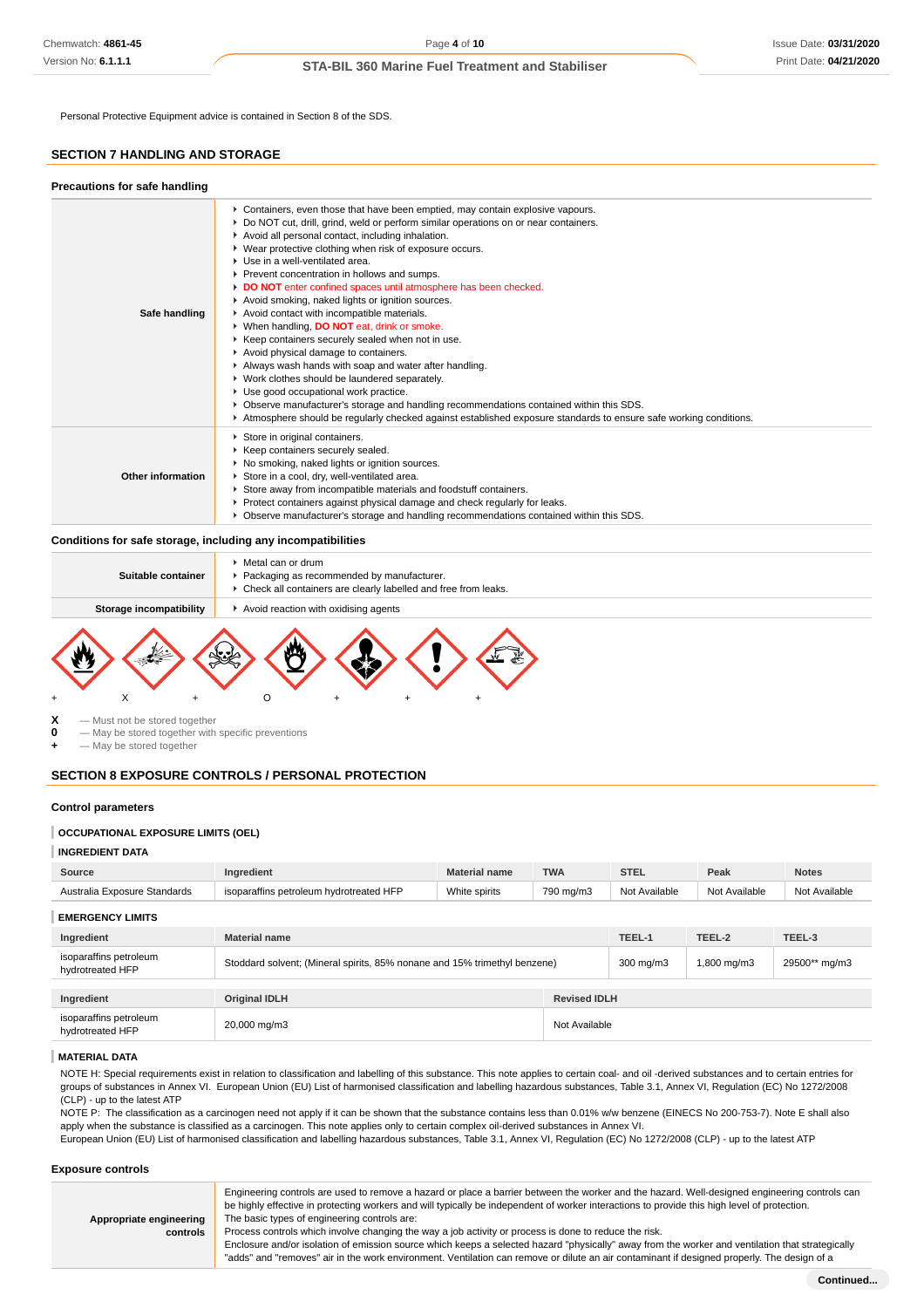Personal Protective Equipment advice is contained in Section 8 of the SDS.

## SECTION 7 HANDLING AND STORAGE

### Precautions for safe handling

| | |
|---|---|
| **Safe handling** | - Containers, even those that have been emptied, may contain explosive vapours.<br>- Do NOT cut, drill, grind, weld or perform similar operations on or near containers.<br>- Avoid all personal contact, including inhalation.<br>- Wear protective clothing when risk of exposure occurs.<br>- Use in a well-ventilated area.<br>- Prevent concentration in hollows and sumps.<br>- **DO NOT** enter confined spaces until atmosphere has been checked.<br>- Avoid smoking, naked lights or ignition sources.<br>- Avoid contact with incompatible materials.<br>- When handling, **DO NOT** eat, drink or smoke.<br>- Keep containers securely sealed when not in use.<br>- Avoid physical damage to containers.<br>- Always wash hands with soap and water after handling.<br>- Work clothes should be laundered separately.<br>- Use good occupational work practice.<br>- Observe manufacturer's storage and handling recommendations contained within this SDS.<br>- Atmosphere should be regularly checked against established exposure standards to ensure safe working conditions. |
| **Other information** | - Store in original containers.<br>- Keep containers securely sealed.<br>- No smoking, naked lights or ignition sources.<br>- Store in a cool, dry, well-ventilated area.<br>- Store away from incompatible materials and foodstuff containers.<br>- Protect containers against physical damage and check regularly for leaks.<br>- Observe manufacturer's storage and handling recommendations contained within this SDS. |

### Conditions for safe storage, including any incompatibilities

| | |
|---|---|
| **Suitable container** | - Metal can or drum<br>- Packaging as recommended by manufacturer.<br>- Check all containers are clearly labelled and free from leaks. |
| **Storage incompatibility** | - Avoid reaction with oxidising agents |

| + | X | + | O | + | + | + |
|---|---|---|---|---|---|---|

**X** — Must not be stored together
**0** — May be stored together with specific preventions
**+** — May be stored together

## SECTION 8 EXPOSURE CONTROLS / PERSONAL PROTECTION

### Control parameters

#### OCCUPATIONAL EXPOSURE LIMITS (OEL)

#### INGREDIENT DATA

| Source | Ingredient | Material name | TWA | STEL | Peak | Notes |
|---|---|---|---|---|---|---|
| Australia Exposure Standards | isoparaffins petroleum hydrotreated HFP | White spirits | 790 mg/m3 | Not Available | Not Available | Not Available |

#### EMERGENCY LIMITS

| Ingredient | Material name | TEEL-1 | TEEL-2 | TEEL-3 |
|---|---|---|---|---|
| isoparaffins petroleum hydrotreated HFP | Stoddard solvent; (Mineral spirits, 85% nonane and 15% trimethyl benzene) | 300 mg/m3 | 1,800 mg/m3 | 29500** mg/m3 |

| Ingredient | Original IDLH | Revised IDLH |
|---|---|---|
| isoparaffins petroleum hydrotreated HFP | 20,000 mg/m3 | Not Available |

#### MATERIAL DATA

NOTE H: Special requirements exist in relation to classification and labelling of this substance. This note applies to certain coal- and oil -derived substances and to certain entries for groups of substances in Annex VI. European Union (EU) List of harmonised classification and labelling hazardous substances, Table 3.1, Annex VI, Regulation (EC) No 1272/2008 (CLP) - up to the latest ATP
NOTE P: The classification as a carcinogen need not apply if it can be shown that the substance contains less than 0.01% w/w benzene (EINECS No 200-753-7). Note E shall also apply when the substance is classified as a carcinogen. This note applies only to certain complex oil-derived substances in Annex VI.
European Union (EU) List of harmonised classification and labelling hazardous substances, Table 3.1, Annex VI, Regulation (EC) No 1272/2008 (CLP) - up to the latest ATP

### Exposure controls

| | |
|---|---|
| **Appropriate engineering controls** | Engineering controls are used to remove a hazard or place a barrier between the worker and the hazard. Well-designed engineering controls can be highly effective in protecting workers and will typically be independent of worker interactions to provide this high level of protection.<br>The basic types of engineering controls are:<br>Process controls which involve changing the way a job activity or process is done to reduce the risk.<br>Enclosure and/or isolation of emission source which keeps a selected hazard "physically" away from the worker and ventilation that strategically "adds" and "removes" air in the work environment. Ventilation can remove or dilute an air contaminant if designed properly. The design of a |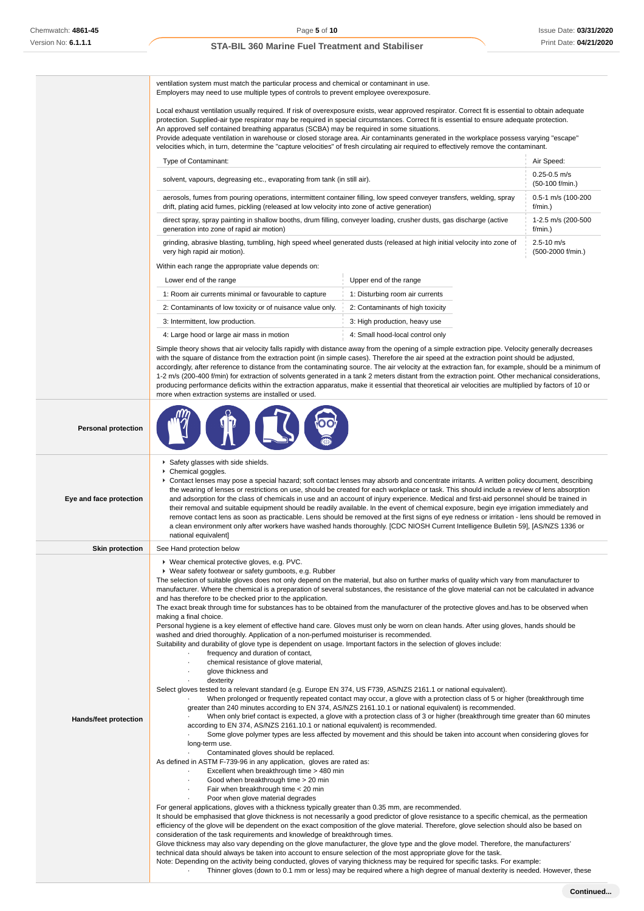ventilation system must match the particular process and chemical or contaminant in use.
Employers may need to use multiple types of controls to prevent employee overexposure.

Local exhaust ventilation usually required. If risk of overexposure exists, wear approved respirator. Correct fit is essential to obtain adequate protection. Supplied-air type respirator may be required in special circumstances. Correct fit is essential to ensure adequate protection.
An approved self contained breathing apparatus (SCBA) may be required in some situations.
Provide adequate ventilation in warehouse or closed storage area. Air contaminants generated in the workplace possess varying "escape" velocities which, in turn, determine the "capture velocities" of fresh circulating air required to effectively remove the contaminant.

| Type of Contaminant: | Air Speed: |
|---|---|
| solvent, vapours, degreasing etc., evaporating from tank (in still air). | 0.25-0.5 m/s (50-100 f/min.) |
| aerosols, fumes from pouring operations, intermittent container filling, low speed conveyer transfers, welding, spray drift, plating acid fumes, pickling (released at low velocity into zone of active generation) | 0.5-1 m/s (100-200 f/min.) |
| direct spray, spray painting in shallow booths, drum filling, conveyer loading, crusher dusts, gas discharge (active generation into zone of rapid air motion) | 1-2.5 m/s (200-500 f/min.) |
| grinding, abrasive blasting, tumbling, high speed wheel generated dusts (released at high initial velocity into zone of very high rapid air motion). | 2.5-10 m/s (500-2000 f/min.) |

Within each range the appropriate value depends on:

| Lower end of the range | Upper end of the range |
|---|---|
| 1: Room air currents minimal or favourable to capture | 1: Disturbing room air currents |
| 2: Contaminants of low toxicity or of nuisance value only. | 2: Contaminants of high toxicity |
| 3: Intermittent, low production. | 3: High production, heavy use |
| 4: Large hood or large air mass in motion | 4: Small hood-local control only |

Simple theory shows that air velocity falls rapidly with distance away from the opening of a simple extraction pipe. Velocity generally decreases with the square of distance from the extraction point (in simple cases). Therefore the air speed at the extraction point should be adjusted, accordingly, after reference to distance from the contaminating source. The air velocity at the extraction fan, for example, should be a minimum of 1-2 m/s (200-400 f/min) for extraction of solvents generated in a tank 2 meters distant from the extraction point. Other mechanical considerations, producing performance deficits within the extraction apparatus, make it essential that theoretical air velocities are multiplied by factors of 10 or more when extraction systems are installed or used.

**Personal protection**

**Eye and face protection**

- Safety glasses with side shields.
- Chemical goggles.
- Contact lenses may pose a special hazard; soft contact lenses may absorb and concentrate irritants. A written policy document, describing the wearing of lenses or restrictions on use, should be created for each workplace or task. This should include a review of lens absorption and adsorption for the class of chemicals in use and an account of injury experience. Medical and first-aid personnel should be trained in their removal and suitable equipment should be readily available. In the event of chemical exposure, begin eye irrigation immediately and remove contact lens as soon as practicable. Lens should be removed at the first signs of eye redness or irritation - lens should be removed in a clean environment only after workers have washed hands thoroughly. [CDC NIOSH Current Intelligence Bulletin 59], [AS/NZS 1336 or national equivalent]

**Skin protection**

See Hand protection below

**Hands/feet protection**

- Wear chemical protective gloves, e.g. PVC.
- Wear safety footwear or safety gumboots, e.g. Rubber

The selection of suitable gloves does not only depend on the material, but also on further marks of quality which vary from manufacturer to manufacturer. Where the chemical is a preparation of several substances, the resistance of the glove material can not be calculated in advance and has therefore to be checked prior to the application.
The exact break through time for substances has to be obtained from the manufacturer of the protective gloves and.has to be observed when making a final choice.
Personal hygiene is a key element of effective hand care. Gloves must only be worn on clean hands. After using gloves, hands should be washed and dried thoroughly. Application of a non-perfumed moisturiser is recommended.
Suitability and durability of glove type is dependent on usage. Important factors in the selection of gloves include:

- frequency and duration of contact,
- chemical resistance of glove material,
- glove thickness and
- dexterity

Select gloves tested to a relevant standard (e.g. Europe EN 374, US F739, AS/NZS 2161.1 or national equivalent).

- When prolonged or frequently repeated contact may occur, a glove with a protection class of 5 or higher (breakthrough time greater than 240 minutes according to EN 374, AS/NZS 2161.10.1 or national equivalent) is recommended.
- When only brief contact is expected, a glove with a protection class of 3 or higher (breakthrough time greater than 60 minutes according to EN 374, AS/NZS 2161.10.1 or national equivalent) is recommended.
- Some glove polymer types are less affected by movement and this should be taken into account when considering gloves for long-term use.
- Contaminated gloves should be replaced.

As defined in ASTM F-739-96 in any application, gloves are rated as:

- Excellent when breakthrough time > 480 min
- Good when breakthrough time > 20 min
- Fair when breakthrough time < 20 min
- Poor when glove material degrades

For general applications, gloves with a thickness typically greater than 0.35 mm, are recommended.
It should be emphasised that glove thickness is not necessarily a good predictor of glove resistance to a specific chemical, as the permeation efficiency of the glove will be dependent on the exact composition of the glove material. Therefore, glove selection should also be based on consideration of the task requirements and knowledge of breakthrough times.
Glove thickness may also vary depending on the glove manufacturer, the glove type and the glove model. Therefore, the manufacturers' technical data should always be taken into account to ensure selection of the most appropriate glove for the task.
Note: Depending on the activity being conducted, gloves of varying thickness may be required for specific tasks. For example:

- Thinner gloves (down to 0.1 mm or less) may be required where a high degree of manual dexterity is needed. However, these

Continued...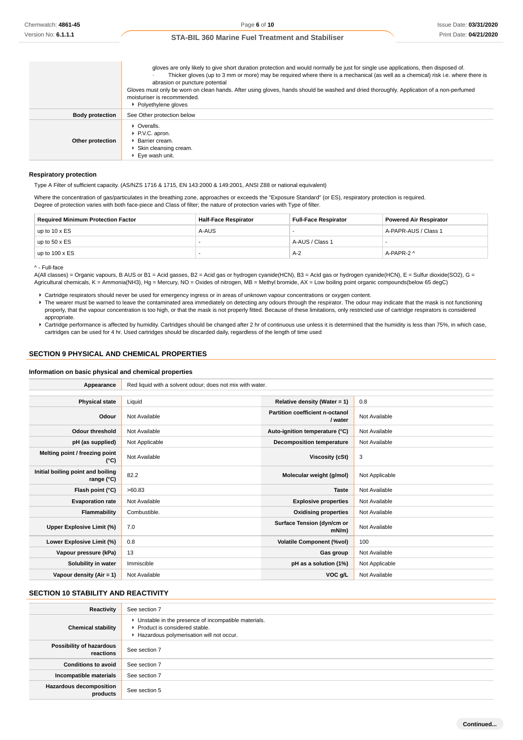| | |
|---|---|
| | gloves are only likely to give short duration protection and would normally be just for single use applications, then disposed of.<br>· Thicker gloves (up to 3 mm or more) may be required where there is a mechanical (as well as a chemical) risk i.e. where there is abrasion or puncture potential<br>Gloves must only be worn on clean hands. After using gloves, hands should be washed and dried thoroughly. Application of a non-perfumed moisturiser is recommended.<br>▸ Polyethylene gloves |
| **Body protection** | See Other protection below |
| **Other protection** | ▸ Overalls.<br>▸ P.V.C. apron.<br>▸ Barrier cream.<br>▸ Skin cleansing cream.<br>▸ Eye wash unit. |

### Respiratory protection

Type A Filter of sufficient capacity. (AS/NZS 1716 & 1715, EN 143:2000 & 149:2001, ANSI Z88 or national equivalent)

Where the concentration of gas/particulates in the breathing zone, approaches or exceeds the "Exposure Standard" (or ES), respiratory protection is required.
Degree of protection varies with both face-piece and Class of filter; the nature of protection varies with Type of filter.

| Required Minimum Protection Factor | Half-Face Respirator | Full-Face Respirator | Powered Air Respirator |
|---|---|---|---|
| up to 10 x ES | A-AUS | - | A-PAPR-AUS / Class 1 |
| up to 50 x ES | - | A-AUS / Class 1 | - |
| up to 100 x ES | - | A-2 | A-PAPR-2 ^ |

^ - Full-face
A(All classes) = Organic vapours, B AUS or B1 = Acid gasses, B2 = Acid gas or hydrogen cyanide(HCN), B3 = Acid gas or hydrogen cyanide(HCN), E = Sulfur dioxide(SO2), G = Agricultural chemicals, K = Ammonia(NH3), Hg = Mercury, NO = Oxides of nitrogen, MB = Methyl bromide, AX = Low boiling point organic compounds(below 65 degC)

- Cartridge respirators should never be used for emergency ingress or in areas of unknown vapour concentrations or oxygen content.
- The wearer must be warned to leave the contaminated area immediately on detecting any odours through the respirator. The odour may indicate that the mask is not functioning properly, that the vapour concentration is too high, or that the mask is not properly fitted. Because of these limitations, only restricted use of cartridge respirators is considered appropriate.
- Cartridge performance is affected by humidity. Cartridges should be changed after 2 hr of continuous use unless it is determined that the humidity is less than 75%, in which case, cartridges can be used for 4 hr. Used cartridges should be discarded daily, regardless of the length of time used

## SECTION 9 PHYSICAL AND CHEMICAL PROPERTIES

### Information on basic physical and chemical properties

| | |
|---|---|
| **Appearance** | Red liquid with a solvent odour; does not mix with water. |

| | | | |
|---|---|---|---|
| **Physical state** | Liquid | **Relative density (Water = 1)** | 0.8 |
| **Odour** | Not Available | **Partition coefficient n-octanol / water** | Not Available |
| **Odour threshold** | Not Available | **Auto-ignition temperature (°C)** | Not Available |
| **pH (as supplied)** | Not Applicable | **Decomposition temperature** | Not Available |
| **Melting point / freezing point (°C)** | Not Available | **Viscosity (cSt)** | 3 |
| **Initial boiling point and boiling range (°C)** | 82.2 | **Molecular weight (g/mol)** | Not Applicable |
| **Flash point (°C)** | >60.83 | **Taste** | Not Available |
| **Evaporation rate** | Not Available | **Explosive properties** | Not Available |
| **Flammability** | Combustible. | **Oxidising properties** | Not Available |
| **Upper Explosive Limit (%)** | 7.0 | **Surface Tension (dyn/cm or mN/m)** | Not Available |
| **Lower Explosive Limit (%)** | 0.8 | **Volatile Component (%vol)** | 100 |
| **Vapour pressure (kPa)** | 13 | **Gas group** | Not Available |
| **Solubility in water** | Immiscible | **pH as a solution (1%)** | Not Applicable |
| **Vapour density (Air = 1)** | Not Available | **VOC g/L** | Not Available |

## SECTION 10 STABILITY AND REACTIVITY

| | |
|---|---|
| **Reactivity** | See section 7 |
| **Chemical stability** | ▸ Unstable in the presence of incompatible materials.<br>▸ Product is considered stable.<br>▸ Hazardous polymerisation will not occur. |
| **Possibility of hazardous reactions** | See section 7 |
| **Conditions to avoid** | See section 7 |
| **Incompatible materials** | See section 7 |
| **Hazardous decomposition products** | See section 5 |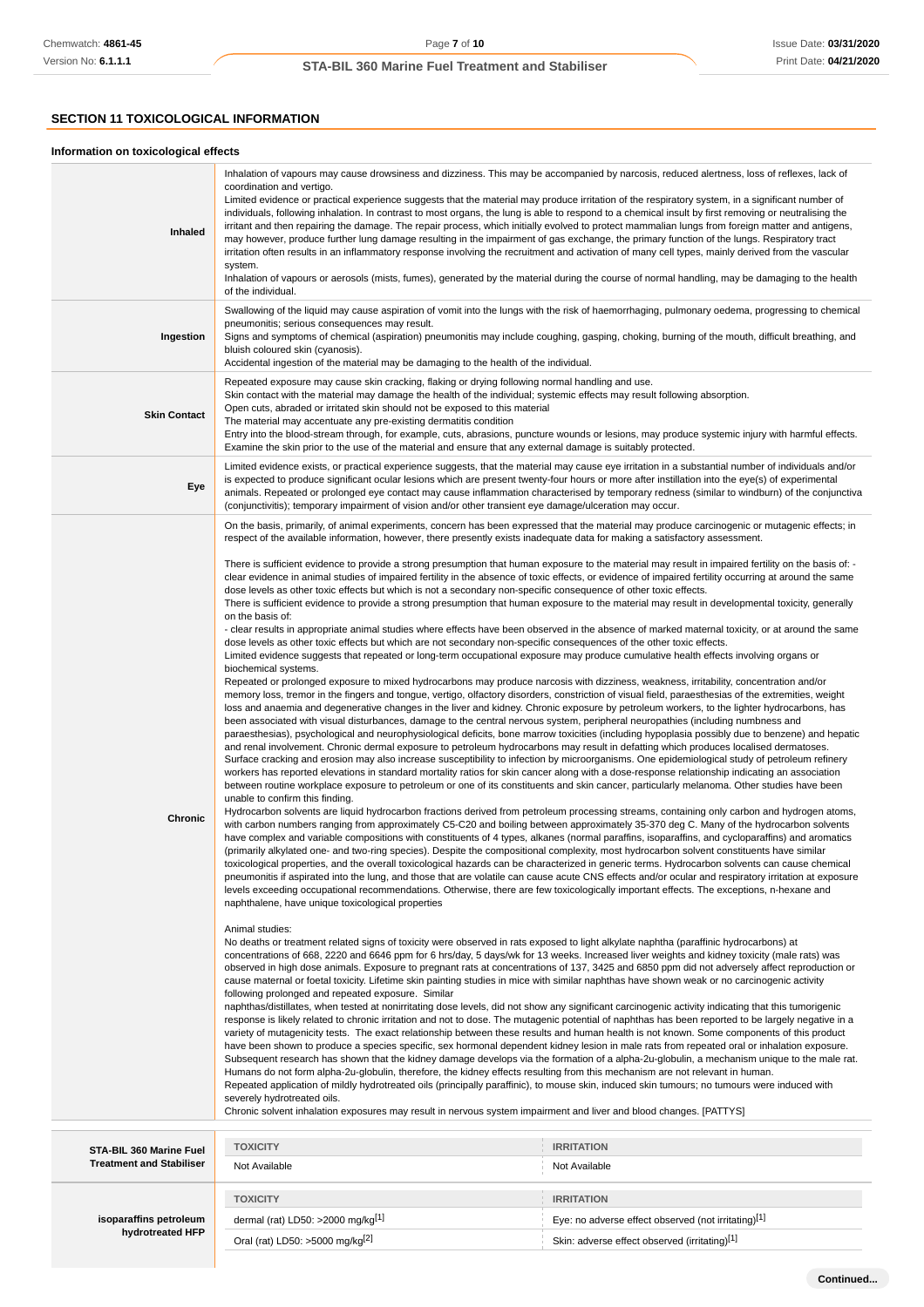## SECTION 11 TOXICOLOGICAL INFORMATION

### Information on toxicological effects

| | |
|---|---|
| **Inhaled** | Inhalation of vapours may cause drowsiness and dizziness. This may be accompanied by narcosis, reduced alertness, loss of reflexes, lack of coordination and vertigo.<br>Limited evidence or practical experience suggests that the material may produce irritation of the respiratory system, in a significant number of individuals, following inhalation. In contrast to most organs, the lung is able to respond to a chemical insult by first removing or neutralising the irritant and then repairing the damage. The repair process, which initially evolved to protect mammalian lungs from foreign matter and antigens, may however, produce further lung damage resulting in the impairment of gas exchange, the primary function of the lungs. Respiratory tract irritation often results in an inflammatory response involving the recruitment and activation of many cell types, mainly derived from the vascular system.<br>Inhalation of vapours or aerosols (mists, fumes), generated by the material during the course of normal handling, may be damaging to the health of the individual. |
| **Ingestion** | Swallowing of the liquid may cause aspiration of vomit into the lungs with the risk of haemorrhaging, pulmonary oedema, progressing to chemical pneumonitis; serious consequences may result.<br>Signs and symptoms of chemical (aspiration) pneumonitis may include coughing, gasping, choking, burning of the mouth, difficult breathing, and bluish coloured skin (cyanosis).<br>Accidental ingestion of the material may be damaging to the health of the individual. |
| **Skin Contact** | Repeated exposure may cause skin cracking, flaking or drying following normal handling and use.<br>Skin contact with the material may damage the health of the individual; systemic effects may result following absorption.<br>Open cuts, abraded or irritated skin should not be exposed to this material<br>The material may accentuate any pre-existing dermatitis condition<br>Entry into the blood-stream through, for example, cuts, abrasions, puncture wounds or lesions, may produce systemic injury with harmful effects. Examine the skin prior to the use of the material and ensure that any external damage is suitably protected. |
| **Eye** | Limited evidence exists, or practical experience suggests, that the material may cause eye irritation in a substantial number of individuals and/or is expected to produce significant ocular lesions which are present twenty-four hours or more after instillation into the eye(s) of experimental animals. Repeated or prolonged eye contact may cause inflammation characterised by temporary redness (similar to windburn) of the conjunctiva (conjunctivitis); temporary impairment of vision and/or other transient eye damage/ulceration may occur. |
| **Chronic** | On the basis, primarily, of animal experiments, concern has been expressed that the material may produce carcinogenic or mutagenic effects; in respect of the available information, however, there presently exists inadequate data for making a satisfactory assessment.<br><br>There is sufficient evidence to provide a strong presumption that human exposure to the material may result in impaired fertility on the basis of: - clear evidence in animal studies of impaired fertility in the absence of toxic effects, or evidence of impaired fertility occurring at around the same dose levels as other toxic effects but which is not a secondary non-specific consequence of other toxic effects.<br>There is sufficient evidence to provide a strong presumption that human exposure to the material may result in developmental toxicity, generally on the basis of:<br>- clear results in appropriate animal studies where effects have been observed in the absence of marked maternal toxicity, or at around the same dose levels as other toxic effects but which are not secondary non-specific consequences of the other toxic effects.<br>Limited evidence suggests that repeated or long-term occupational exposure may produce cumulative health effects involving organs or biochemical systems.<br>Repeated or prolonged exposure to mixed hydrocarbons may produce narcosis with dizziness, weakness, irritability, concentration and/or memory loss, tremor in the fingers and tongue, vertigo, olfactory disorders, constriction of visual field, paraesthesias of the extremities, weight loss and anaemia and degenerative changes in the liver and kidney. Chronic exposure by petroleum workers, to the lighter hydrocarbons, has been associated with visual disturbances, damage to the central nervous system, peripheral neuropathies (including numbness and paraesthesias), psychological and neurophysiological deficits, bone marrow toxicities (including hypoplasia possibly due to benzene) and hepatic and renal involvement. Chronic dermal exposure to petroleum hydrocarbons may result in defatting which produces localised dermatoses. Surface cracking and erosion may also increase susceptibility to infection by microorganisms. One epidemiological study of petroleum refinery workers has reported elevations in standard mortality ratios for skin cancer along with a dose-response relationship indicating an association between routine workplace exposure to petroleum or one of its constituents and skin cancer, particularly melanoma. Other studies have been unable to confirm this finding.<br>Hydrocarbon solvents are liquid hydrocarbon fractions derived from petroleum processing streams, containing only carbon and hydrogen atoms, with carbon numbers ranging from approximately C5-C20 and boiling between approximately 35-370 deg C. Many of the hydrocarbon solvents have complex and variable compositions with constituents of 4 types, alkanes (normal paraffins, isoparaffins, and cycloparaffins) and aromatics (primarily alkylated one- and two-ring species). Despite the compositional complexity, most hydrocarbon solvent constituents have similar toxicological properties, and the overall toxicological hazards can be characterized in generic terms. Hydrocarbon solvents can cause chemical pneumonitis if aspirated into the lung, and those that are volatile can cause acute CNS effects and/or ocular and respiratory irritation at exposure levels exceeding occupational recommendations. Otherwise, there are few toxicologically important effects. The exceptions, n-hexane and naphthalene, have unique toxicological properties<br><br>Animal studies:<br>No deaths or treatment related signs of toxicity were observed in rats exposed to light alkylate naphtha (paraffinic hydrocarbons) at concentrations of 668, 2220 and 6646 ppm for 6 hrs/day, 5 days/wk for 13 weeks. Increased liver weights and kidney toxicity (male rats) was observed in high dose animals. Exposure to pregnant rats at concentrations of 137, 3425 and 6850 ppm did not adversely affect reproduction or cause maternal or foetal toxicity. Lifetime skin painting studies in mice with similar naphthas have shown weak or no carcinogenic activity following prolonged and repeated exposure. Similar naphthas/distillates, when tested at nonirritating dose levels, did not show any significant carcinogenic activity indicating that this tumorigenic response is likely related to chronic irritation and not to dose. The mutagenic potential of naphthas has been reported to be largely negative in a variety of mutagenicity tests. The exact relationship between these results and human health is not known. Some components of this product have been shown to produce a species specific, sex hormonal dependent kidney lesion in male rats from repeated oral or inhalation exposure. Subsequent research has shown that the kidney damage develops via the formation of a alpha-2u-globulin, a mechanism unique to the male rat. Humans do not form alpha-2u-globulin, therefore, the kidney effects resulting from this mechanism are not relevant in human.<br>Repeated application of mildly hydrotreated oils (principally paraffinic), to mouse skin, induced skin tumours; no tumours were induced with severely hydrotreated oils.<br>Chronic solvent inhalation exposures may result in nervous system impairment and liver and blood changes. [PATTYS] |

| | TOXICITY | IRRITATION |
|---|---|---|
| **STA-BIL 360 Marine Fuel Treatment and Stabiliser** | Not Available | Not Available |

| | TOXICITY | IRRITATION |
|---|---|---|
| **isoparaffins petroleum hydrotreated HFP** | dermal (rat) LD50: >2000 mg/kg[1] | Eye: no adverse effect observed (not irritating)[1] |
| | Oral (rat) LD50: >5000 mg/kg[2] | Skin: adverse effect observed (irritating)[1] |

Continued...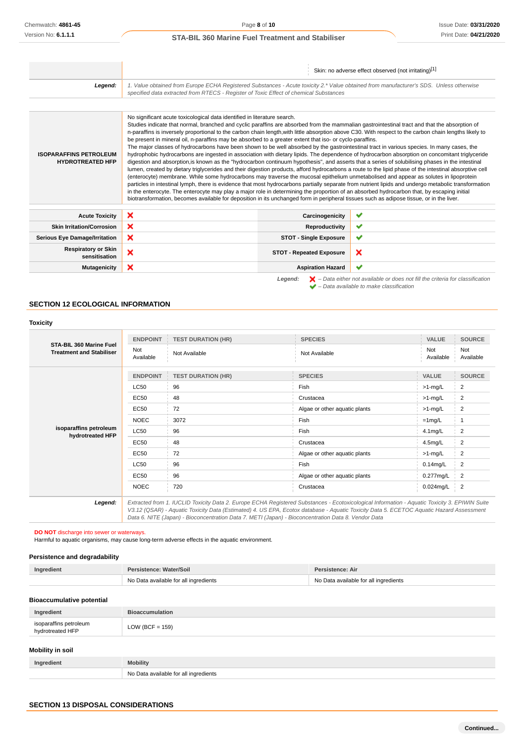| | Skin: no adverse effect observed (not irritating)[1] |
|---|---|
| **Legend:** | *1. Value obtained from Europe ECHA Registered Substances - Acute toxicity 2.\* Value obtained from manufacturer's SDS. Unless otherwise specified data extracted from RTECS - Register of Toxic Effect of chemical Substances* |

| | |
|---|---|
| **ISOPARAFFINS PETROLEUM HYDROTREATED HFP** | No significant acute toxicological data identified in literature search. Studies indicate that normal, branched and cyclic paraffins are absorbed from the mammalian gastrointestinal tract and that the absorption of n-paraffins is inversely proportional to the carbon chain length,with little absorption above C30. With respect to the carbon chain lengths likely to be present in mineral oil, n-paraffins may be absorbed to a greater extent that iso- or cyclo-paraffins. The major classes of hydrocarbons have been shown to be well absorbed by the gastrointestinal tract in various species. In many cases, the hydrophobic hydrocarbons are ingested in association with dietary lipids. The dependence of hydrocarbon absorption on concomitant triglyceride digestion and absorption,is known as the "hydrocarbon continuum hypothesis", and asserts that a series of solubilising phases in the intestinal lumen, created by dietary triglycerides and their digestion products, afford hydrocarbons a route to the lipid phase of the intestinal absorptive cell (enterocyte) membrane. While some hydrocarbons may traverse the mucosal epithelium unmetabolised and appear as solutes in lipoprotein particles in intestinal lymph, there is evidence that most hydrocarbons partially separate from nutrient lipids and undergo metabolic transformation in the enterocyte. The enterocyte may play a major role in determining the proportion of an absorbed hydrocarbon that, by escaping initial biotransformation, becomes available for deposition in its unchanged form in peripheral tissues such as adipose tissue, or in the liver. |

| | | | |
|---|---|---|---|
| **Acute Toxicity** | ✘ | **Carcinogenicity** | ✔ |
| **Skin Irritation/Corrosion** | ✘ | **Reproductivity** | ✔ |
| **Serious Eye Damage/Irritation** | ✘ | **STOT - Single Exposure** | ✔ |
| **Respiratory or Skin sensitisation** | ✘ | **STOT - Repeated Exposure** | ✘ |
| **Mutagenicity** | ✘ | **Aspiration Hazard** | ✔ |

*Legend:* ✘ *– Data either not available or does not fill the criteria for classification*
✔ *– Data available to make classification*

## SECTION 12 ECOLOGICAL INFORMATION

### Toxicity

| | ENDPOINT | TEST DURATION (HR) | SPECIES | VALUE | SOURCE |
|---|---|---|---|---|---|
| **STA-BIL 360 Marine Fuel Treatment and Stabiliser** | Not Available | Not Available | Not Available | Not Available | Not Available |
| **isoparaffins petroleum hydrotreated HFP** | ENDPOINT | TEST DURATION (HR) | SPECIES | VALUE | SOURCE |
| | LC50 | 96 | Fish | >1-mg/L | 2 |
| | EC50 | 48 | Crustacea | >1-mg/L | 2 |
| | EC50 | 72 | Algae or other aquatic plants | >1-mg/L | 2 |
| | NOEC | 3072 | Fish | =1mg/L | 1 |
| | LC50 | 96 | Fish | 4.1mg/L | 2 |
| | EC50 | 48 | Crustacea | 4.5mg/L | 2 |
| | EC50 | 72 | Algae or other aquatic plants | >1-mg/L | 2 |
| | LC50 | 96 | Fish | 0.14mg/L | 2 |
| | EC50 | 96 | Algae or other aquatic plants | 0.277mg/L | 2 |
| | NOEC | 720 | Crustacea | 0.024mg/L | 2 |
| **Legend:** | *Extracted from 1. IUCLID Toxicity Data 2. Europe ECHA Registered Substances - Ecotoxicological Information - Aquatic Toxicity 3. EPIWIN Suite V3.12 (QSAR) - Aquatic Toxicity Data (Estimated) 4. US EPA, Ecotox database - Aquatic Toxicity Data 5. ECETOC Aquatic Hazard Assessment Data 6. NITE (Japan) - Bioconcentration Data 7. METI (Japan) - Bioconcentration Data 8. Vendor Data* | | | | |

**DO NOT** discharge into sewer or waterways.
Harmful to aquatic organisms, may cause long-term adverse effects in the aquatic environment.

### Persistence and degradability

| Ingredient | Persistence: Water/Soil | Persistence: Air |
|---|---|---|
| | No Data available for all ingredients | No Data available for all ingredients |

### Bioaccumulative potential

| Ingredient | Bioaccumulation |
|---|---|
| isoparaffins petroleum hydrotreated HFP | LOW (BCF = 159) |

### Mobility in soil

| Ingredient | Mobility |
|---|---|
| | No Data available for all ingredients |

## SECTION 13 DISPOSAL CONSIDERATIONS

Continued...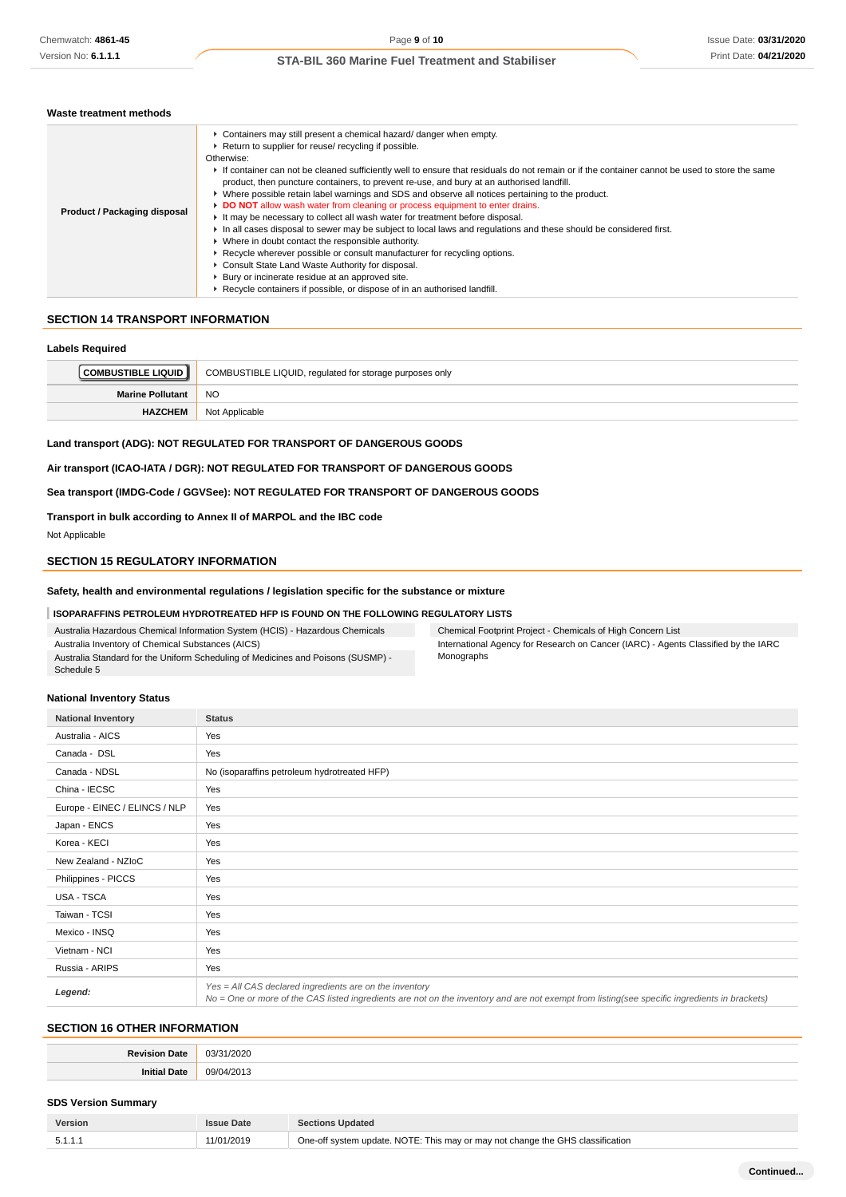### Waste treatment methods

| | |
|---|---|
| **Product / Packaging disposal** | ▸ Containers may still present a chemical hazard/ danger when empty.<br>▸ Return to supplier for reuse/ recycling if possible.<br>Otherwise:<br>▸ If container can not be cleaned sufficiently well to ensure that residuals do not remain or if the container cannot be used to store the same product, then puncture containers, to prevent re-use, and bury at an authorised landfill.<br>▸ Where possible retain label warnings and SDS and observe all notices pertaining to the product.<br>▸ **DO NOT** allow wash water from cleaning or process equipment to enter drains.<br>▸ It may be necessary to collect all wash water for treatment before disposal.<br>▸ In all cases disposal to sewer may be subject to local laws and regulations and these should be considered first.<br>▸ Where in doubt contact the responsible authority.<br>▸ Recycle wherever possible or consult manufacturer for recycling options.<br>▸ Consult State Land Waste Authority for disposal.<br>▸ Bury or incinerate residue at an approved site.<br>▸ Recycle containers if possible, or dispose of in an authorised landfill. |

## SECTION 14 TRANSPORT INFORMATION

### Labels Required

| | |
|---|---|
| **COMBUSTIBLE LIQUID** | COMBUSTIBLE LIQUID, regulated for storage purposes only |
| **Marine Pollutant** | NO |
| **HAZCHEM** | Not Applicable |

**Land transport (ADG): NOT REGULATED FOR TRANSPORT OF DANGEROUS GOODS**

**Air transport (ICAO-IATA / DGR): NOT REGULATED FOR TRANSPORT OF DANGEROUS GOODS**

**Sea transport (IMDG-Code / GGVSee): NOT REGULATED FOR TRANSPORT OF DANGEROUS GOODS**

**Transport in bulk according to Annex II of MARPOL and the IBC code**

Not Applicable

## SECTION 15 REGULATORY INFORMATION

### Safety, health and environmental regulations / legislation specific for the substance or mixture

**ISOPARAFFINS PETROLEUM HYDROTREATED HFP IS FOUND ON THE FOLLOWING REGULATORY LISTS**

- Australia Hazardous Chemical Information System (HCIS) - Hazardous Chemicals
- Australia Inventory of Chemical Substances (AICS)
- Australia Standard for the Uniform Scheduling of Medicines and Poisons (SUSMP) - Schedule 5
- Chemical Footprint Project - Chemicals of High Concern List
- International Agency for Research on Cancer (IARC) - Agents Classified by the IARC Monographs

### National Inventory Status

| National Inventory | Status |
|---|---|
| Australia - AICS | Yes |
| Canada - DSL | Yes |
| Canada - NDSL | No (isoparaffins petroleum hydrotreated HFP) |
| China - IECSC | Yes |
| Europe - EINEC / ELINCS / NLP | Yes |
| Japan - ENCS | Yes |
| Korea - KECI | Yes |
| New Zealand - NZIoC | Yes |
| Philippines - PICCS | Yes |
| USA - TSCA | Yes |
| Taiwan - TCSI | Yes |
| Mexico - INSQ | Yes |
| Vietnam - NCI | Yes |
| Russia - ARIPS | Yes |
| ***Legend:*** | *Yes = All CAS declared ingredients are on the inventory*<br>*No = One or more of the CAS listed ingredients are not on the inventory and are not exempt from listing(see specific ingredients in brackets)* |

## SECTION 16 OTHER INFORMATION

| | |
|---|---|
| **Revision Date** | 03/31/2020 |
| **Initial Date** | 09/04/2013 |

### SDS Version Summary

| Version | Issue Date | Sections Updated |
|---|---|---|
| 5.1.1.1 | 11/01/2019 | One-off system update. NOTE: This may or may not change the GHS classification |

**Continued...**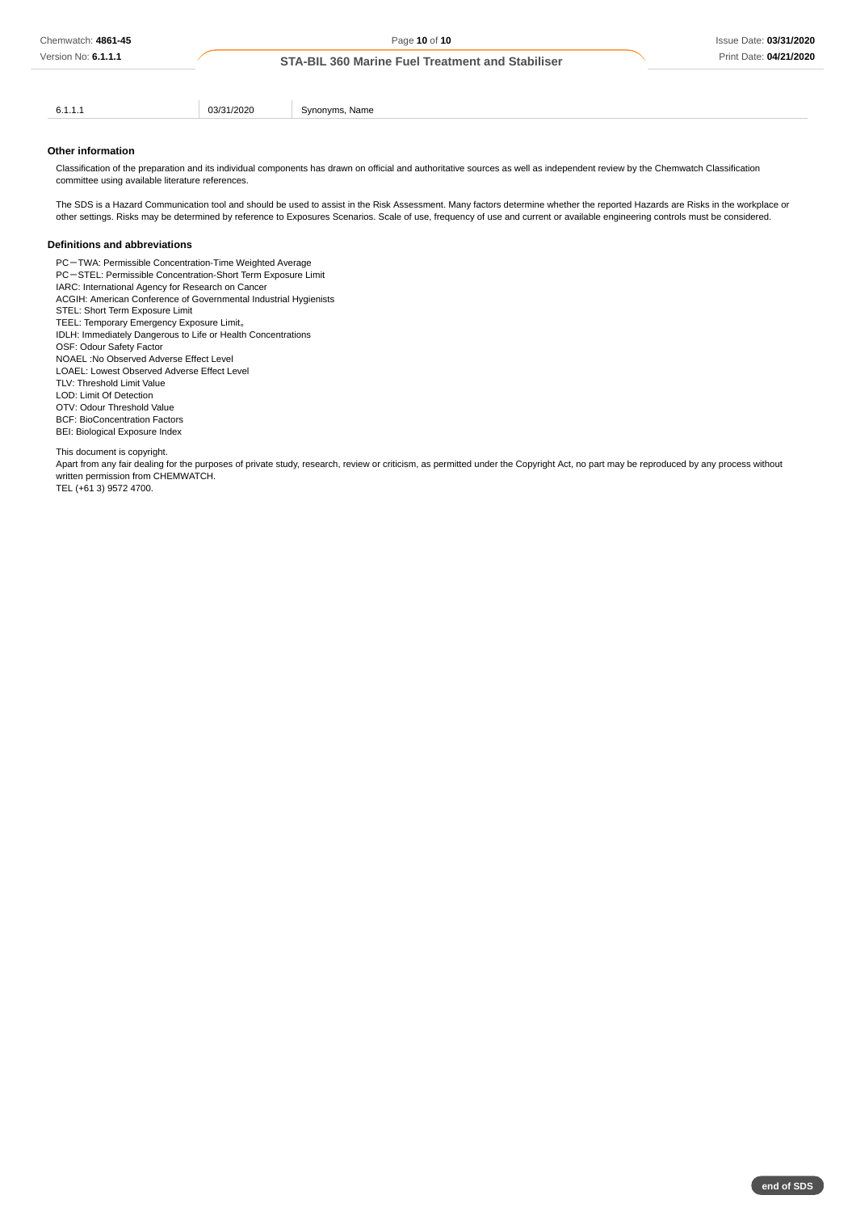| | | |
|---|---|---|
| 6.1.1.1 | 03/31/2020 | Synonyms, Name |

### Other information

Classification of the preparation and its individual components has drawn on official and authoritative sources as well as independent review by the Chemwatch Classification committee using available literature references.

The SDS is a Hazard Communication tool and should be used to assist in the Risk Assessment. Many factors determine whether the reported Hazards are Risks in the workplace or other settings. Risks may be determined by reference to Exposures Scenarios. Scale of use, frequency of use and current or available engineering controls must be considered.

### Definitions and abbreviations

PC－TWA: Permissible Concentration-Time Weighted Average
PC－STEL: Permissible Concentration-Short Term Exposure Limit
IARC: International Agency for Research on Cancer
ACGIH: American Conference of Governmental Industrial Hygienists
STEL: Short Term Exposure Limit
TEEL: Temporary Emergency Exposure Limit。
IDLH: Immediately Dangerous to Life or Health Concentrations
OSF: Odour Safety Factor
NOAEL :No Observed Adverse Effect Level
LOAEL: Lowest Observed Adverse Effect Level
TLV: Threshold Limit Value
LOD: Limit Of Detection
OTV: Odour Threshold Value
BCF: BioConcentration Factors
BEI: Biological Exposure Index

This document is copyright.
Apart from any fair dealing for the purposes of private study, research, review or criticism, as permitted under the Copyright Act, no part may be reproduced by any process without written permission from CHEMWATCH.
TEL (+61 3) 9572 4700.

end of SDS